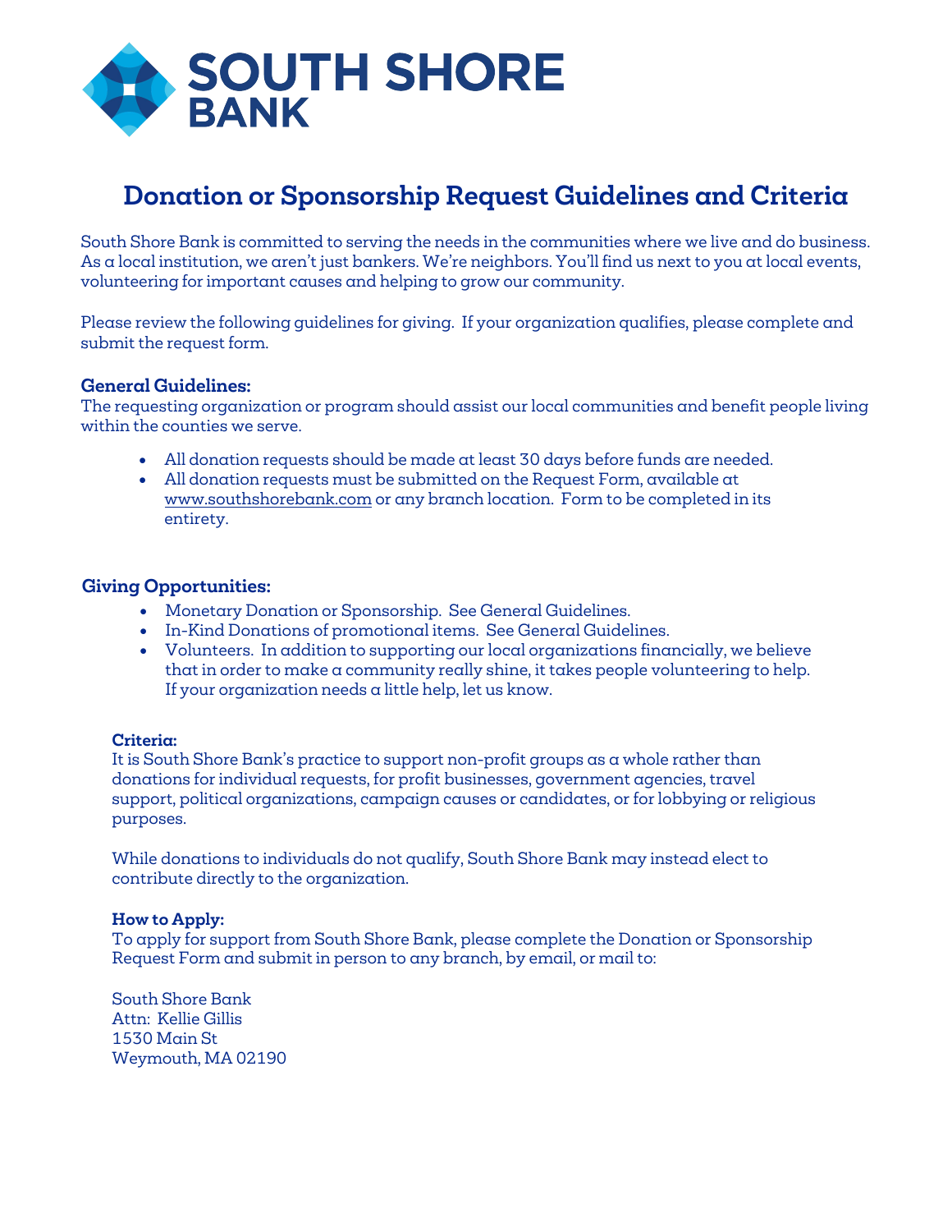**SOUTH SHORE BANK**

# Donation or Sponsorship Request Guidelines and Criteria

South Shore Bank is committed to serving the needs in the communities where we live and do business. As a local institution, we aren't just bankers. We're neighbors. You'll find us next to you at local events, volunteering for important causes and helping to grow our community.

Please review the following guidelines for giving. If your organization qualifies, please complete and submit the request form.

### General Guidelines:

The requesting organization or program should assist our local communities and benefit people living within the counties we serve.

- All donation requests should be made at least 30 days before funds are needed.
- All donation requests must be submitted on the Request Form, available at www.southshorebank.com or any branch location. Form to be completed in its entirety.

### Giving Opportunities:

- Monetary Donation or Sponsorship. See General Guidelines.
- In-Kind Donations of promotional items. See General Guidelines.
- Volunteers. In addition to supporting our local organizations financially, we believe that in order to make a community really shine, it takes people volunteering to help. If your organization needs a little help, let us know.

#### Criteria:

It is South Shore Bank's practice to support non-profit groups as a whole rather than donations for individual requests, for profit businesses, government agencies, travel support, political organizations, campaign causes or candidates, or for lobbying or religious purposes.

While donations to individuals do not qualify, South Shore Bank may instead elect to contribute directly to the organization.

#### How to Apply:

To apply for support from South Shore Bank, please complete the Donation or Sponsorship Request Form and submit in person to any branch, by email, or mail to:

South Shore Bank
Attn: Kellie Gillis
1530 Main St
Weymouth, MA 02190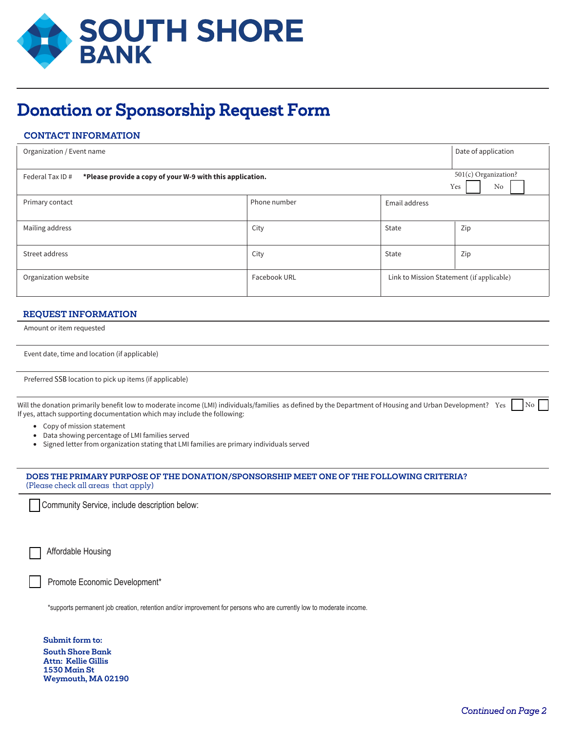# SOUTH SHORE BANK

## Donation or Sponsorship Request Form

### CONTACT INFORMATION

| Organization / Event name | | | | Date of application |
|---|---|---|---|---|
| Federal Tax ID # **\*Please provide a copy of your W-9 with this application.** | | | | 501(c) Organization? Yes ☐ No ☐ |
| Primary contact | Phone number | Email address | | |
| Mailing address | City | State | Zip | |
| Street address | City | State | Zip | |
| Organization website | Facebook URL | Link to Mission Statement (if applicable) | | |

### REQUEST INFORMATION

Amount or item requested

Event date, time and location (if applicable)

Preferred SSB location to pick up items (if applicable)

Will the donation primarily benefit low to moderate income (LMI) individuals/families as defined by the Department of Housing and Urban Development? Yes ☐ No ☐

If yes, attach supporting documentation which may include the following:

- Copy of mission statement
- Data showing percentage of LMI families served
- Signed letter from organization stating that LMI families are primary individuals served

### DOES THE PRIMARY PURPOSE OF THE DONATION/SPONSORSHIP MEET ONE OF THE FOLLOWING CRITERIA?

(Please check all areas that apply)

☐ Community Service, include description below:

☐ Affordable Housing

☐ Promote Economic Development*

*supports permanent job creation, retention and/or improvement for persons who are currently low to moderate income.

**Submit form to:**

**South Shore Bank**
**Attn: Kellie Gillis**
**1530 Main St**
**Weymouth, MA 02190**

*Continued on Page 2*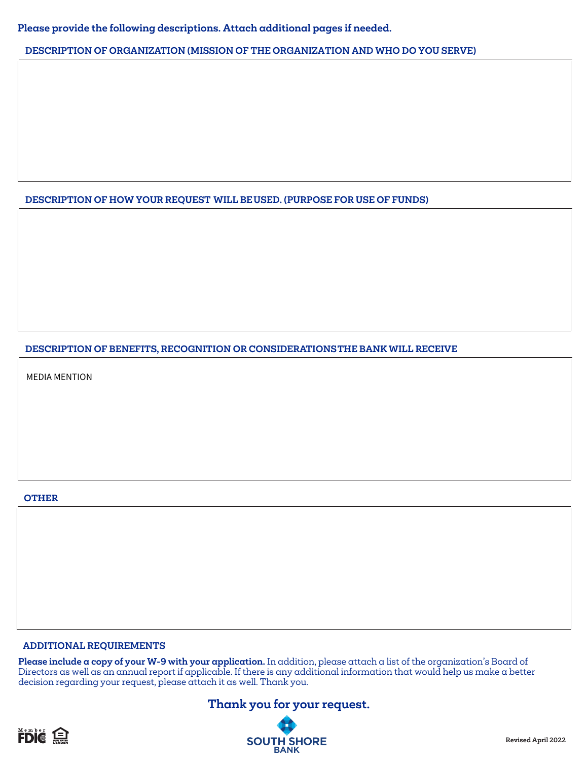**Please provide the following descriptions. Attach additional pages if needed.**

**DESCRIPTION OF ORGANIZATION (MISSION OF THE ORGANIZATION AND WHO DO YOU SERVE)**

**DESCRIPTION OF HOW YOUR REQUEST WILL BE USED. (PURPOSE FOR USE OF FUNDS)**

**DESCRIPTION OF BENEFITS, RECOGNITION OR CONSIDERATIONS THE BANK WILL RECEIVE**

MEDIA MENTION

**OTHER**

**ADDITIONAL REQUIREMENTS**

**Please include a copy of your W-9 with your application.** In addition, please attach a list of the organization's Board of Directors as well as an annual report if applicable. If there is any additional information that would help us make a better decision regarding your request, please attach it as well. Thank you.

**Thank you for your request.**

Member FDIC

SOUTH SHORE BANK

Revised April 2022